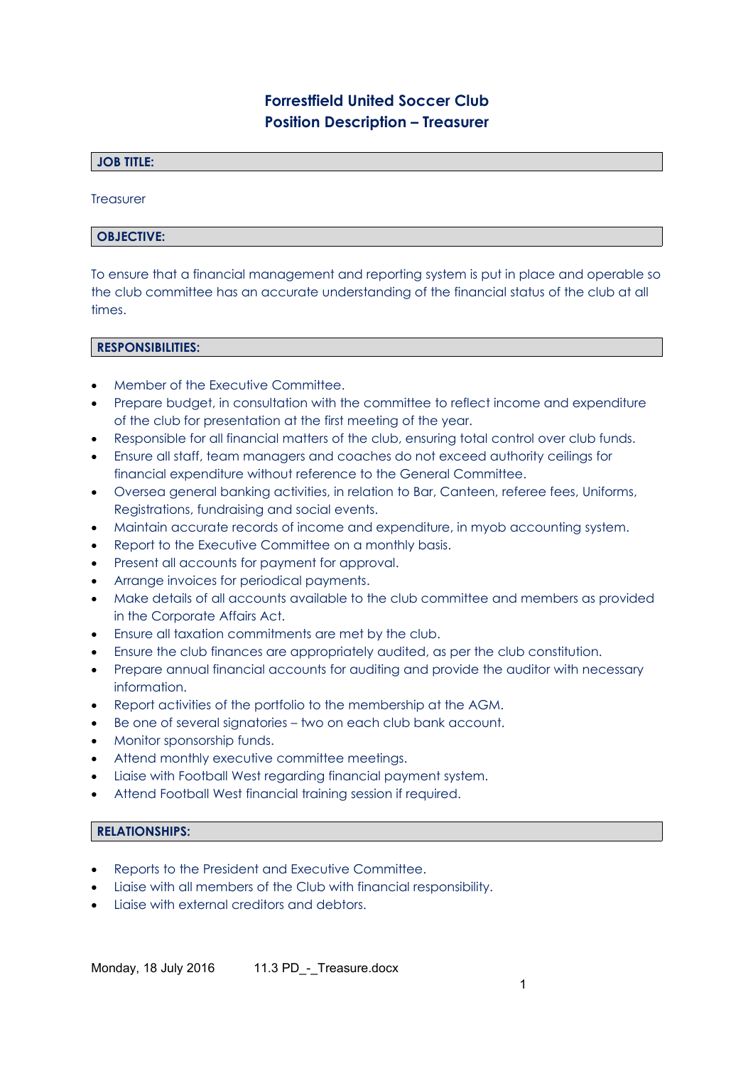# Forrestfield United Soccer Club
## Position Description – Treasurer

### JOB TITLE:

Treasurer

### OBJECTIVE:

To ensure that a financial management and reporting system is put in place and operable so the club committee has an accurate understanding of the financial status of the club at all times.

### RESPONSIBILITIES:

- Member of the Executive Committee.
- Prepare budget, in consultation with the committee to reflect income and expenditure of the club for presentation at the first meeting of the year.
- Responsible for all financial matters of the club, ensuring total control over club funds.
- Ensure all staff, team managers and coaches do not exceed authority ceilings for financial expenditure without reference to the General Committee.
- Oversea general banking activities, in relation to Bar, Canteen, referee fees, Uniforms, Registrations, fundraising and social events.
- Maintain accurate records of income and expenditure, in myob accounting system.
- Report to the Executive Committee on a monthly basis.
- Present all accounts for payment for approval.
- Arrange invoices for periodical payments.
- Make details of all accounts available to the club committee and members as provided in the Corporate Affairs Act.
- Ensure all taxation commitments are met by the club.
- Ensure the club finances are appropriately audited, as per the club constitution.
- Prepare annual financial accounts for auditing and provide the auditor with necessary information.
- Report activities of the portfolio to the membership at the AGM.
- Be one of several signatories – two on each club bank account.
- Monitor sponsorship funds.
- Attend monthly executive committee meetings.
- Liaise with Football West regarding financial payment system.
- Attend Football West financial training session if required.

### RELATIONSHIPS:

- Reports to the President and Executive Committee.
- Liaise with all members of the Club with financial responsibility.
- Liaise with external creditors and debtors.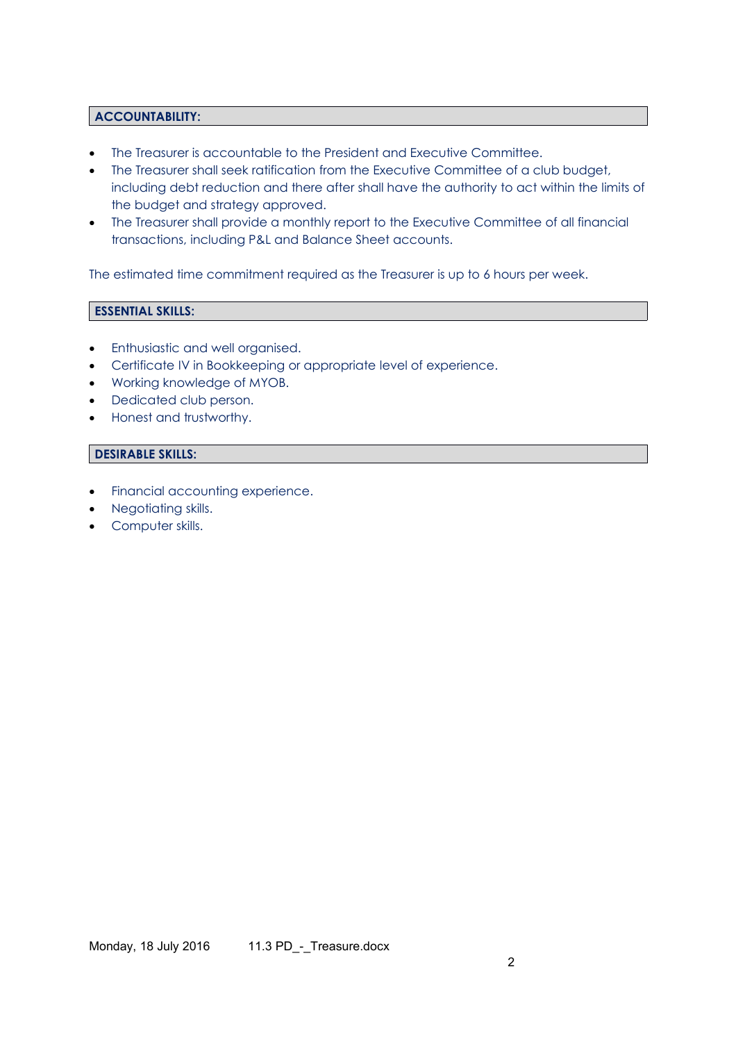## ACCOUNTABILITY:

- The Treasurer is accountable to the President and Executive Committee.
- The Treasurer shall seek ratification from the Executive Committee of a club budget, including debt reduction and there after shall have the authority to act within the limits of the budget and strategy approved.
- The Treasurer shall provide a monthly report to the Executive Committee of all financial transactions, including P&L and Balance Sheet accounts.

The estimated time commitment required as the Treasurer is up to 6 hours per week.

## ESSENTIAL SKILLS:

- Enthusiastic and well organised.
- Certificate IV in Bookkeeping or appropriate level of experience.
- Working knowledge of MYOB.
- Dedicated club person.
- Honest and trustworthy.

## DESIRABLE SKILLS:

- Financial accounting experience.
- Negotiating skills.
- Computer skills.